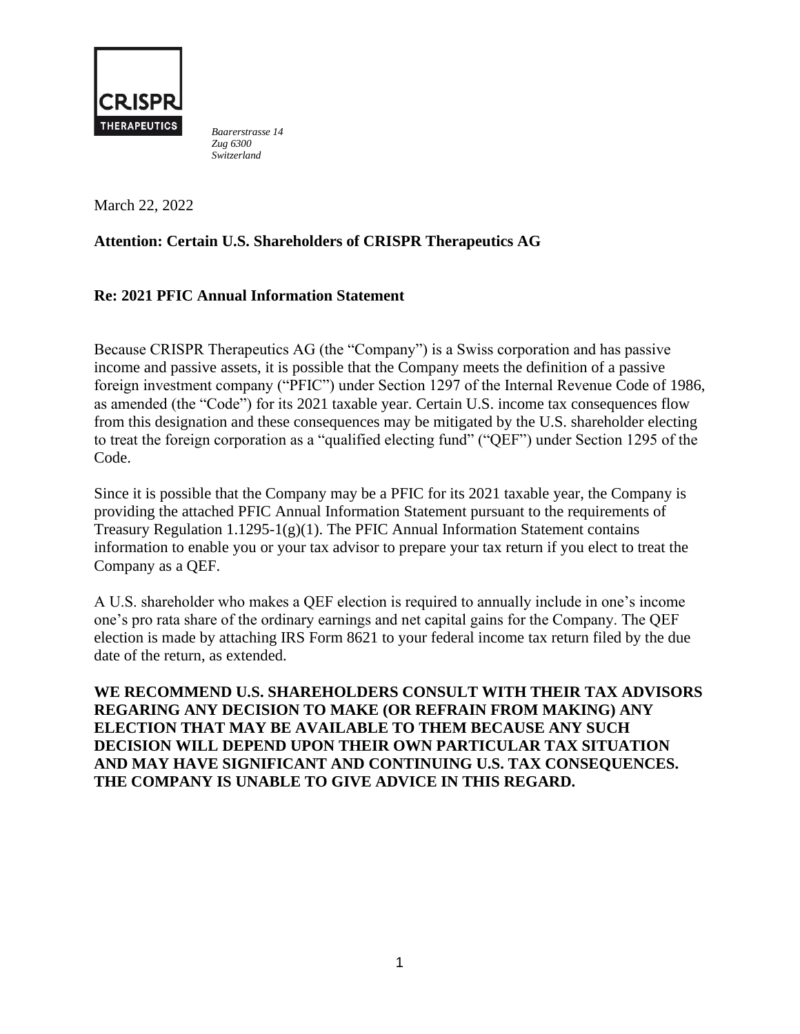CRISPR THERAPEUTICS

*Baarerstrasse 14*
*Zug 6300*
*Switzerland*

March 22, 2022

**Attention: Certain U.S. Shareholders of CRISPR Therapeutics AG**

**Re: 2021 PFIC Annual Information Statement**

Because CRISPR Therapeutics AG (the "Company") is a Swiss corporation and has passive income and passive assets, it is possible that the Company meets the definition of a passive foreign investment company ("PFIC") under Section 1297 of the Internal Revenue Code of 1986, as amended (the "Code") for its 2021 taxable year. Certain U.S. income tax consequences flow from this designation and these consequences may be mitigated by the U.S. shareholder electing to treat the foreign corporation as a "qualified electing fund" ("QEF") under Section 1295 of the Code.

Since it is possible that the Company may be a PFIC for its 2021 taxable year, the Company is providing the attached PFIC Annual Information Statement pursuant to the requirements of Treasury Regulation 1.1295-1(g)(1). The PFIC Annual Information Statement contains information to enable you or your tax advisor to prepare your tax return if you elect to treat the Company as a QEF.

A U.S. shareholder who makes a QEF election is required to annually include in one's income one's pro rata share of the ordinary earnings and net capital gains for the Company. The QEF election is made by attaching IRS Form 8621 to your federal income tax return filed by the due date of the return, as extended.

**WE RECOMMEND U.S. SHAREHOLDERS CONSULT WITH THEIR TAX ADVISORS REGARING ANY DECISION TO MAKE (OR REFRAIN FROM MAKING) ANY ELECTION THAT MAY BE AVAILABLE TO THEM BECAUSE ANY SUCH DECISION WILL DEPEND UPON THEIR OWN PARTICULAR TAX SITUATION AND MAY HAVE SIGNIFICANT AND CONTINUING U.S. TAX CONSEQUENCES. THE COMPANY IS UNABLE TO GIVE ADVICE IN THIS REGARD.**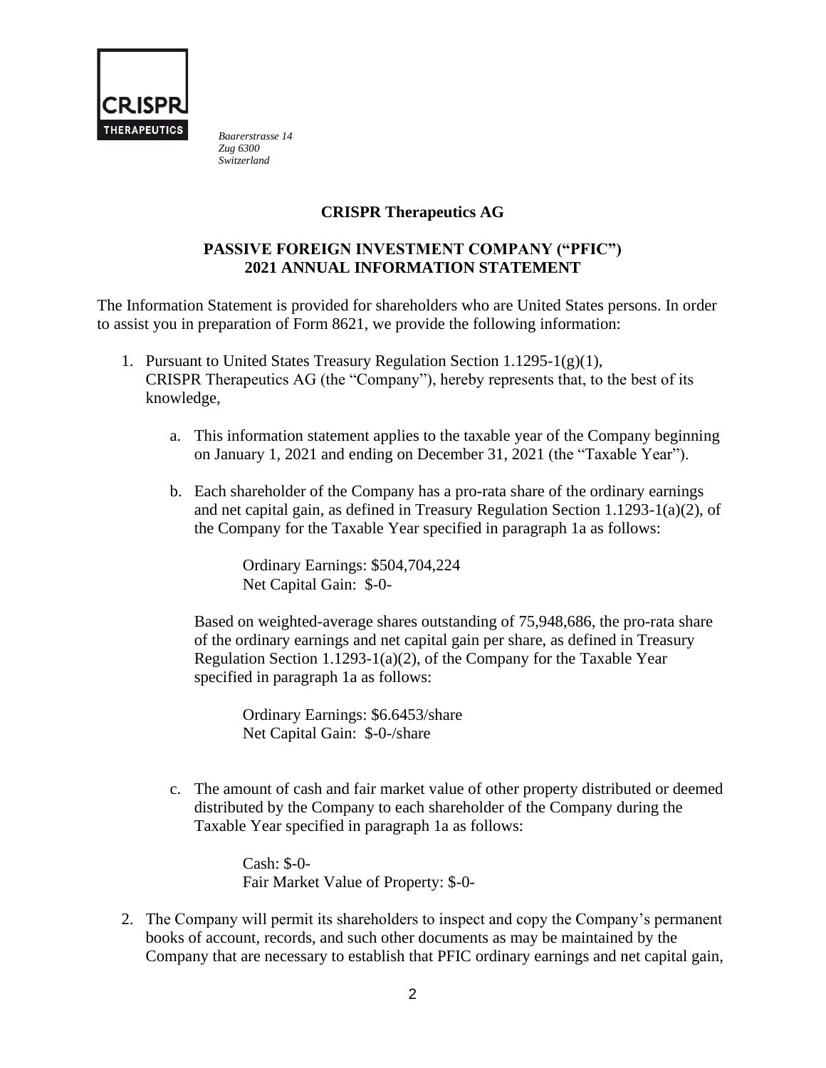CRISPR THERAPEUTICS

*Baarerstrasse 14*
*Zug 6300*
*Switzerland*

**CRISPR Therapeutics AG**

**PASSIVE FOREIGN INVESTMENT COMPANY ("PFIC")**
**2021 ANNUAL INFORMATION STATEMENT**

The Information Statement is provided for shareholders who are United States persons. In order to assist you in preparation of Form 8621, we provide the following information:

1. Pursuant to United States Treasury Regulation Section 1.1295-1(g)(1), CRISPR Therapeutics AG (the "Company"), hereby represents that, to the best of its knowledge,

   a. This information statement applies to the taxable year of the Company beginning on January 1, 2021 and ending on December 31, 2021 (the "Taxable Year").

   b. Each shareholder of the Company has a pro-rata share of the ordinary earnings and net capital gain, as defined in Treasury Regulation Section 1.1293-1(a)(2), of the Company for the Taxable Year specified in paragraph 1a as follows:

      Ordinary Earnings: $504,704,224
      Net Capital Gain: $-0-

      Based on weighted-average shares outstanding of 75,948,686, the pro-rata share of the ordinary earnings and net capital gain per share, as defined in Treasury Regulation Section 1.1293-1(a)(2), of the Company for the Taxable Year specified in paragraph 1a as follows:

      Ordinary Earnings: $6.6453/share
      Net Capital Gain: $-0-/share

   c. The amount of cash and fair market value of other property distributed or deemed distributed by the Company to each shareholder of the Company during the Taxable Year specified in paragraph 1a as follows:

      Cash: $-0-
      Fair Market Value of Property: $-0-

2. The Company will permit its shareholders to inspect and copy the Company's permanent books of account, records, and such other documents as may be maintained by the Company that are necessary to establish that PFIC ordinary earnings and net capital gain,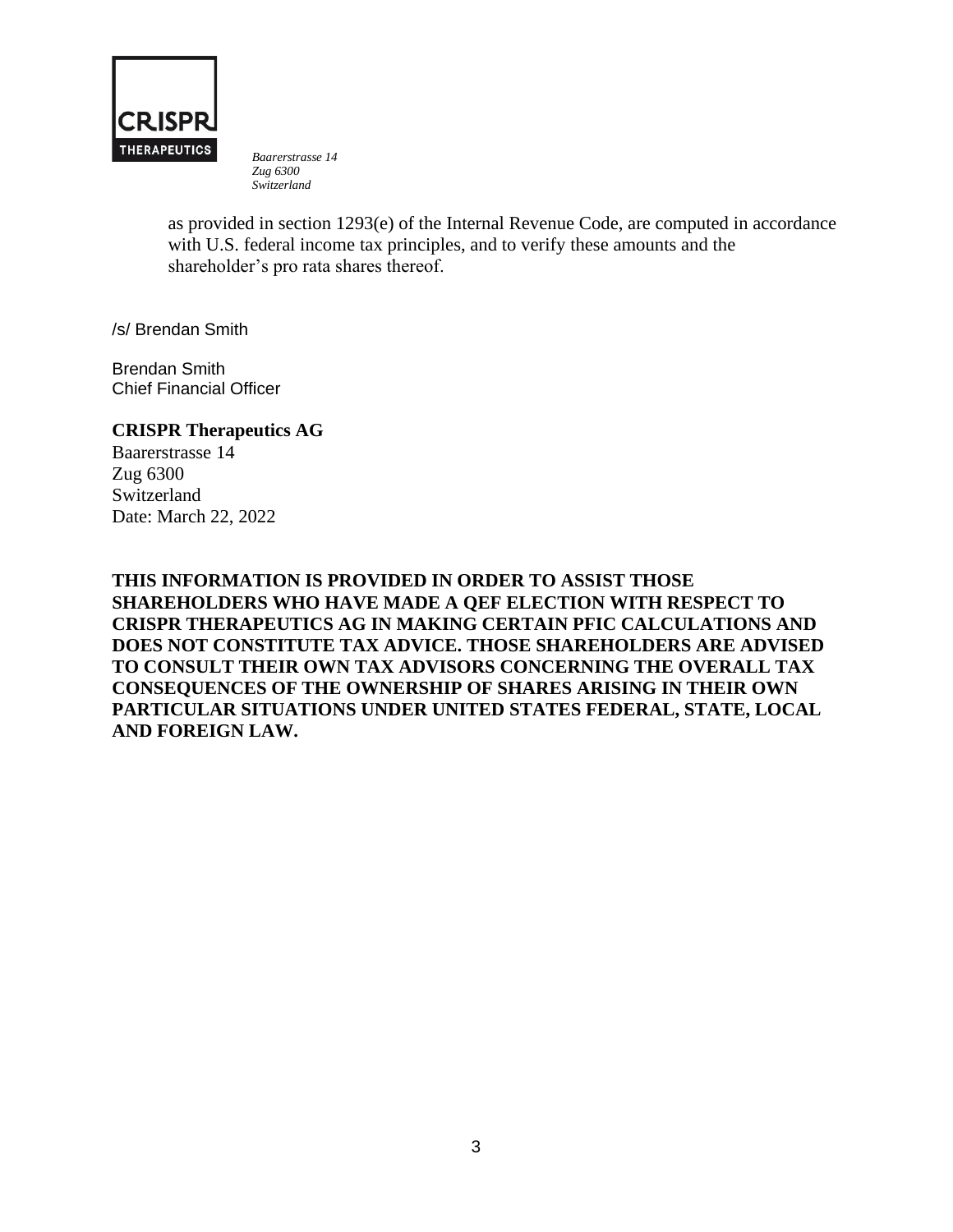as provided in section 1293(e) of the Internal Revenue Code, are computed in accordance with U.S. federal income tax principles, and to verify these amounts and the shareholder's pro rata shares thereof.

/s/ Brendan Smith

Brendan Smith
Chief Financial Officer

**CRISPR Therapeutics AG**
Baarerstrasse 14
Zug 6300
Switzerland
Date: March 22, 2022

**THIS INFORMATION IS PROVIDED IN ORDER TO ASSIST THOSE SHAREHOLDERS WHO HAVE MADE A QEF ELECTION WITH RESPECT TO CRISPR THERAPEUTICS AG IN MAKING CERTAIN PFIC CALCULATIONS AND DOES NOT CONSTITUTE TAX ADVICE. THOSE SHAREHOLDERS ARE ADVISED TO CONSULT THEIR OWN TAX ADVISORS CONCERNING THE OVERALL TAX CONSEQUENCES OF THE OWNERSHIP OF SHARES ARISING IN THEIR OWN PARTICULAR SITUATIONS UNDER UNITED STATES FEDERAL, STATE, LOCAL AND FOREIGN LAW.**